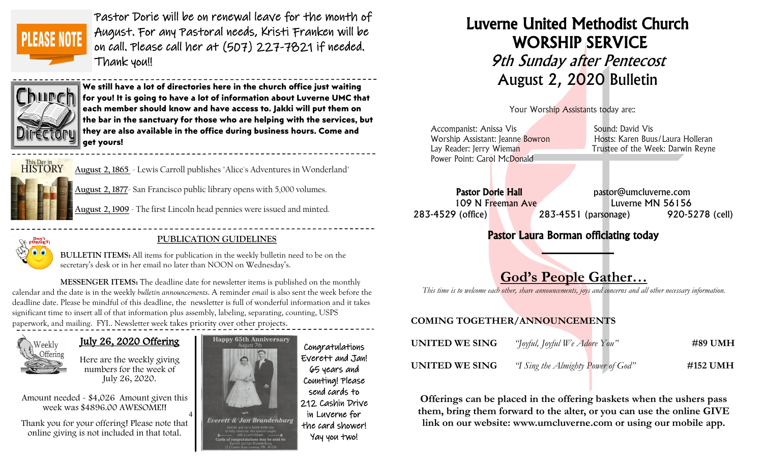PLEASE NOTE

Pastor Dorie will be on renewal leave for the month of August. For any Pastoral needs, Kristi Franken will be on call. Please call her at (507) 227-7821 if needed. Thank you!!

**We still have a lot of directories here in the church office just waiting for you! It is going to have a lot of information about Luverne UMC that each member should know and have access to. Jakki will put them on the bar in the sanctuary for those who are helping with the services, but they are also available in the office during business hours. Come and get yours!**

This Day in HISTORY

August 2, 1865 - Lewis Carroll publishes "Alice's Adventures in Wonderland"

August 2, 1877- San Francisco public library opens with 5,000 volumes.

August 2, 1909 - The first Lincoln head pennies were issued and minted.

## PUBLICATION GUIDELINES

**BULLETIN ITEMS:** All items for publication in the weekly bulletin need to be on the secretary's desk or in her email no later than NOON on Wednesday's.

**MESSENGER ITEMS:** The deadline date for newsletter items is published on the monthly calendar and the date is in the weekly *bulletin announcements*. A reminder *email* is also sent the week before the deadline date. Please be mindful of this deadline, the newsletter is full of wonderful information and it takes significant time to insert all of that information plus assembly, labeling, separating, counting, USPS paperwork, and mailing. FYI.. Newsletter week takes priority over other projects.

## July 26, 2020 Offering

Here are the weekly giving numbers for the week of July 26, 2020.

Amount needed - $4,026 Amount given this week was $4896.00 AWESOME!!

Thank you for your offering! Please note that online giving is not included in that total.

Happy 65th Anniversary
August 7th

Everett & Jan Brandenburg

Everett and Jan's family invite you to help celebrate this special couple with a card shower
Cards of congratulations may be sent to:
Everett and Jan Brandenburg
212 Cashin Drive Luverne, MN 56156

Congratulations Everett and Jan! 65 years and Counting! Please send cards to 212 Cashin Drive in Luverne for the card shower! Yay you two!

# Luverne United Methodist Church WORSHIP SERVICE

## *9th Sunday after Pentecost*

## August 2, 2020 Bulletin

Your Worship Assistants today are::

Accompanist: Anissa Vis
Worship Assistant: Jeanne Bowron
Lay Reader: Jerry Wieman
Power Point: Carol McDonald
Sound: David Vis
Hosts: Karen Buus/Laura Holleran
Trustee of the Week: Darwin Reyne

**Pastor Dorie Hall** pastor@umcluverne.com
109 N Freeman Ave Luverne MN 56156
283-4529 (office) 283-4551 (parsonage) 920-5278 (cell)

**Pastor Laura Borman officiating today**

## God's People Gather…

*This time is to welcome each other, share announcements, joys and concerns and all other necessary information.*

**COMING TOGETHER/ANNOUNCEMENTS**

**UNITED WE SING** *"Joyful, Joyful We Adore You"* **#89 UMH**

**UNITED WE SING** *"I Sing the Almighty Power of God"* **#152 UMH**

**Offerings can be placed in the offering baskets when the ushers pass them, bring them forward to the alter, or you can use the online GIVE link on our website: www.umcluverne.com or using our mobile app.**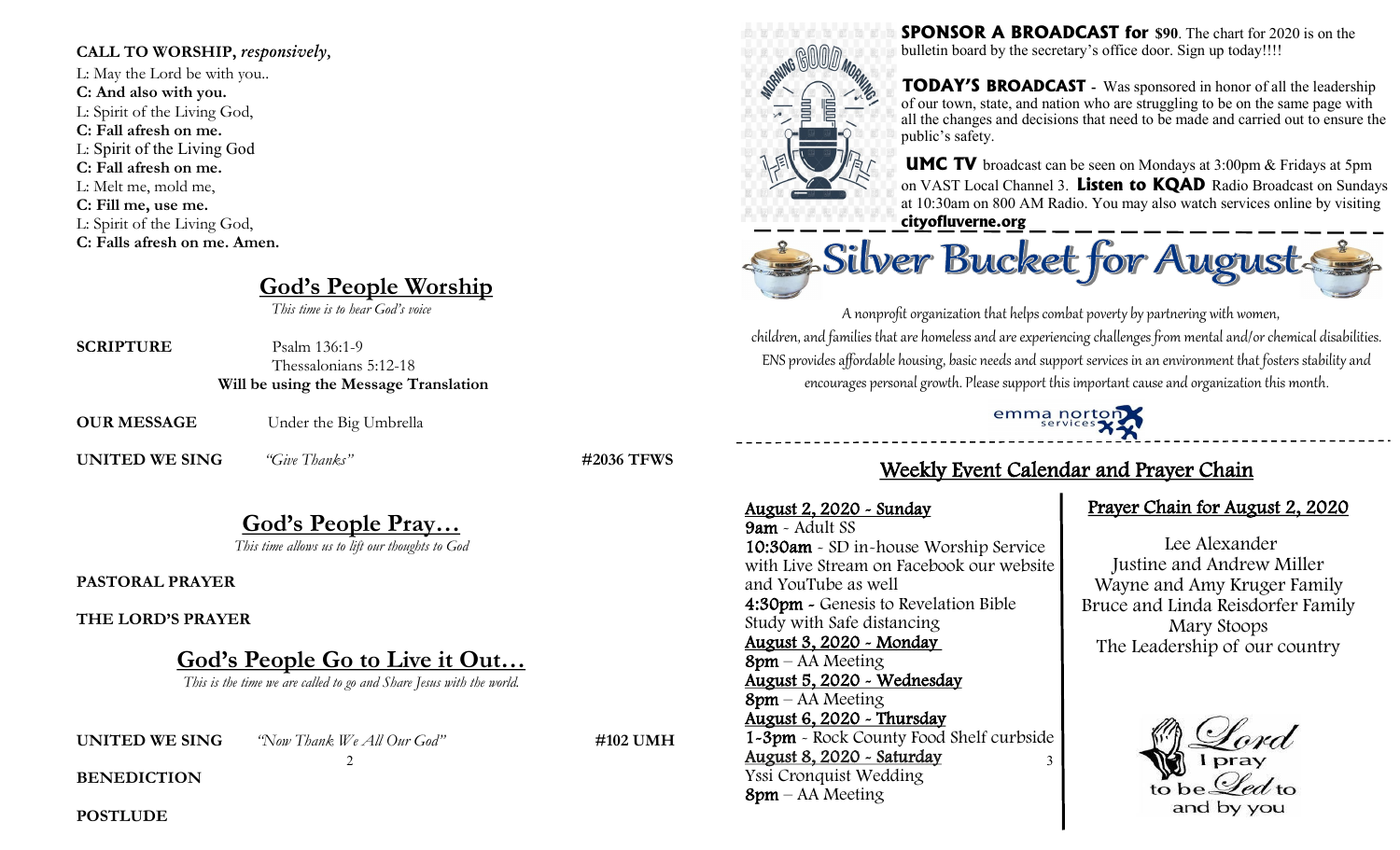**CALL TO WORSHIP,** ***responsively,***

L: May the Lord be with you..
**C: And also with you.**
L: Spirit of the Living God,
**C: Fall afresh on me.**
L: Spirit of the Living God
**C: Fall afresh on me.**
L: Melt me, mold me,
**C: Fill me, use me.**
L: Spirit of the Living God,
**C: Falls afresh on me. Amen.**

## God's People Worship

*This time is to hear God's voice*

**SCRIPTURE** Psalm 136:1-9
Thessalonians 5:12-18
**Will be using the Message Translation**

**OUR MESSAGE** Under the Big Umbrella

**UNITED WE SING** *"Give Thanks"* **#2036 TFWS**

## God's People Pray…

*This time allows us to lift our thoughts to God*

**PASTORAL PRAYER**

**THE LORD'S PRAYER**

## God's People Go to Live it Out…

*This is the time we are called to go and Share Jesus with the world.*

**UNITED WE SING** *"Now Thank We All Our God"* **#102 UMH**

**BENEDICTION**

**POSTLUDE**

**SPONSOR A BROADCAST for $90**. The chart for 2020 is on the bulletin board by the secretary's office door. Sign up today!!!!

**TODAY'S BROADCAST** - Was sponsored in honor of all the leadership of our town, state, and nation who are struggling to be on the same page with all the changes and decisions that need to be made and carried out to ensure the public's safety.

**UMC TV** broadcast can be seen on Mondays at 3:00pm & Fridays at 5pm on VAST Local Channel 3. **Listen to KQAD** Radio Broadcast on Sundays at 10:30am on 800 AM Radio. You may also watch services online by visiting **cityofluverne.org**

## Silver Bucket for August

A nonprofit organization that helps combat poverty by partnering with women, children, and families that are homeless and are experiencing challenges from mental and/or chemical disabilities. ENS provides affordable housing, basic needs and support services in an environment that fosters stability and encourages personal growth. Please support this important cause and organization this month.

emma norton services

## Weekly Event Calendar and Prayer Chain

**August 2, 2020 - Sunday**
**9am** - Adult SS
**10:30am** - SD in-house Worship Service with Live Stream on Facebook our website and YouTube as well
**4:30pm** - Genesis to Revelation Bible Study with Safe distancing
**August 3, 2020 - Monday**
**8pm** – AA Meeting
**August 5, 2020 - Wednesday**
**8pm** – AA Meeting
**August 6, 2020 - Thursday**
**1-3pm** - Rock County Food Shelf curbside
**August 8, 2020 - Saturday**
Yssi Cronquist Wedding
**8pm** – AA Meeting

### Prayer Chain for August 2, 2020

Lee Alexander
Justine and Andrew Miller
Wayne and Amy Kruger Family
Bruce and Linda Reisdorfer Family
Mary Stoops
The Leadership of our country

Lord I pray to be Led to and by you